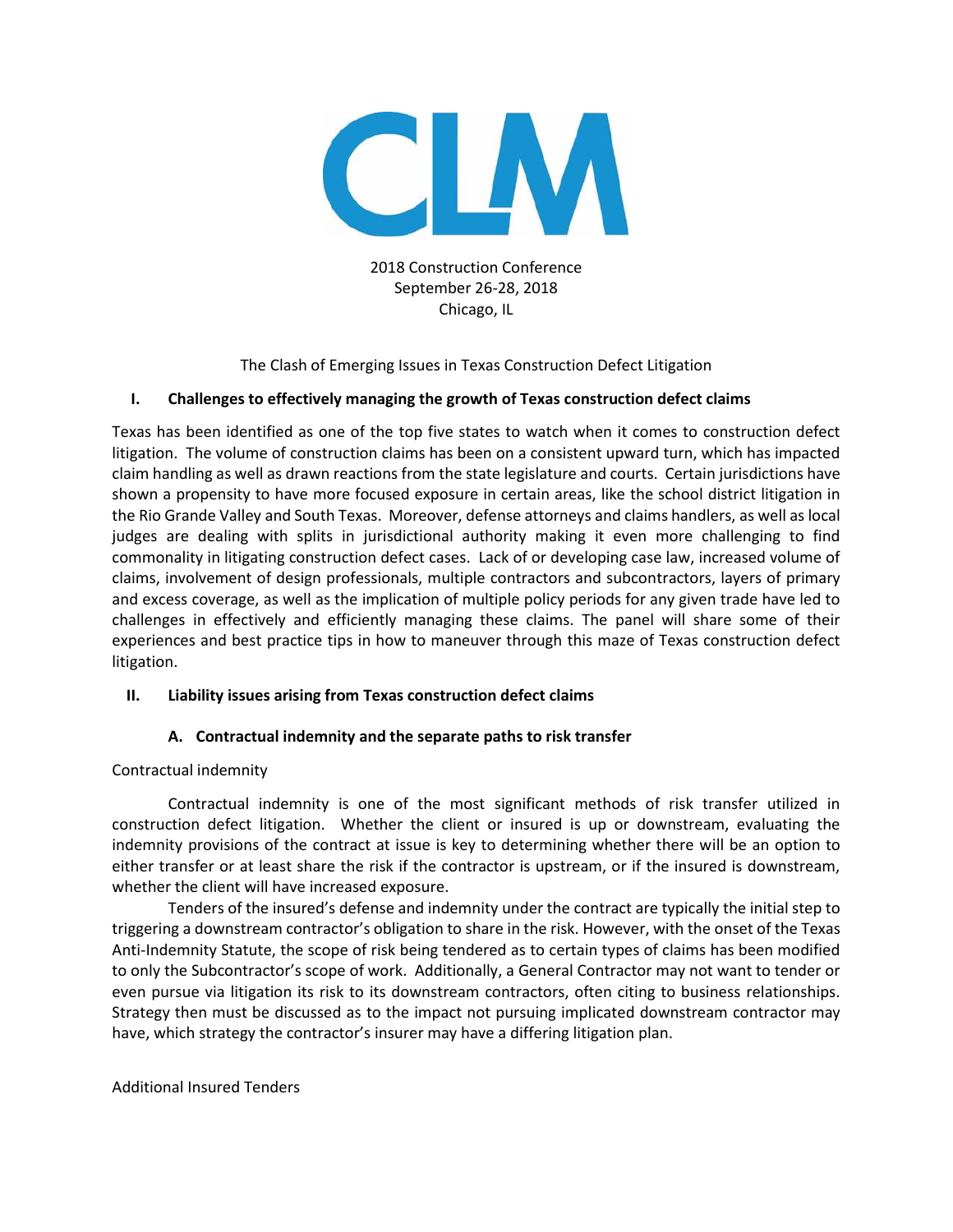CLM

2018 Construction Conference
September 26-28, 2018
Chicago, IL

The Clash of Emerging Issues in Texas Construction Defect Litigation

## I. Challenges to effectively managing the growth of Texas construction defect claims

Texas has been identified as one of the top five states to watch when it comes to construction defect litigation. The volume of construction claims has been on a consistent upward turn, which has impacted claim handling as well as drawn reactions from the state legislature and courts. Certain jurisdictions have shown a propensity to have more focused exposure in certain areas, like the school district litigation in the Rio Grande Valley and South Texas. Moreover, defense attorneys and claims handlers, as well as local judges are dealing with splits in jurisdictional authority making it even more challenging to find commonality in litigating construction defect cases. Lack of or developing case law, increased volume of claims, involvement of design professionals, multiple contractors and subcontractors, layers of primary and excess coverage, as well as the implication of multiple policy periods for any given trade have led to challenges in effectively and efficiently managing these claims. The panel will share some of their experiences and best practice tips in how to maneuver through this maze of Texas construction defect litigation.

## II. Liability issues arising from Texas construction defect claims

### A. Contractual indemnity and the separate paths to risk transfer

Contractual indemnity

Contractual indemnity is one of the most significant methods of risk transfer utilized in construction defect litigation. Whether the client or insured is up or downstream, evaluating the indemnity provisions of the contract at issue is key to determining whether there will be an option to either transfer or at least share the risk if the contractor is upstream, or if the insured is downstream, whether the client will have increased exposure.

Tenders of the insured's defense and indemnity under the contract are typically the initial step to triggering a downstream contractor's obligation to share in the risk. However, with the onset of the Texas Anti-Indemnity Statute, the scope of risk being tendered as to certain types of claims has been modified to only the Subcontractor's scope of work. Additionally, a General Contractor may not want to tender or even pursue via litigation its risk to its downstream contractors, often citing to business relationships. Strategy then must be discussed as to the impact not pursuing implicated downstream contractor may have, which strategy the contractor's insurer may have a differing litigation plan.

Additional Insured Tenders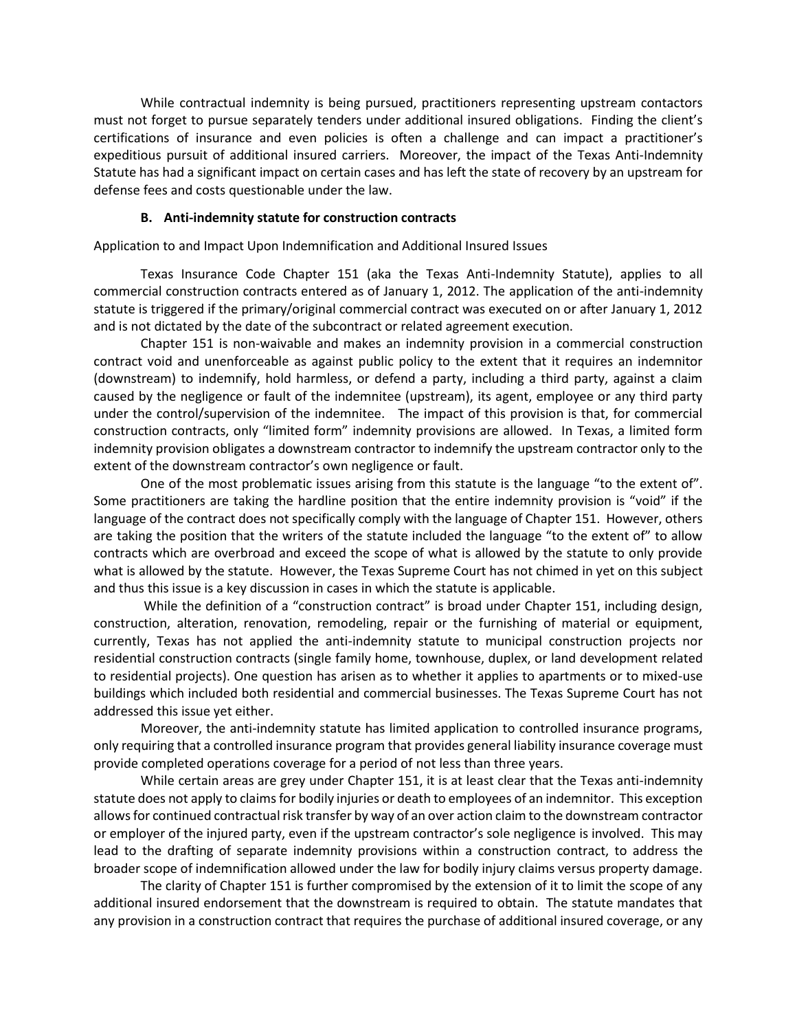While contractual indemnity is being pursued, practitioners representing upstream contactors must not forget to pursue separately tenders under additional insured obligations. Finding the client's certifications of insurance and even policies is often a challenge and can impact a practitioner's expeditious pursuit of additional insured carriers. Moreover, the impact of the Texas Anti-Indemnity Statute has had a significant impact on certain cases and has left the state of recovery by an upstream for defense fees and costs questionable under the law.

### B. Anti-indemnity statute for construction contracts

Application to and Impact Upon Indemnification and Additional Insured Issues

Texas Insurance Code Chapter 151 (aka the Texas Anti-Indemnity Statute), applies to all commercial construction contracts entered as of January 1, 2012. The application of the anti-indemnity statute is triggered if the primary/original commercial contract was executed on or after January 1, 2012 and is not dictated by the date of the subcontract or related agreement execution.

Chapter 151 is non-waivable and makes an indemnity provision in a commercial construction contract void and unenforceable as against public policy to the extent that it requires an indemnitor (downstream) to indemnify, hold harmless, or defend a party, including a third party, against a claim caused by the negligence or fault of the indemnitee (upstream), its agent, employee or any third party under the control/supervision of the indemnitee. The impact of this provision is that, for commercial construction contracts, only "limited form" indemnity provisions are allowed. In Texas, a limited form indemnity provision obligates a downstream contractor to indemnify the upstream contractor only to the extent of the downstream contractor's own negligence or fault.

One of the most problematic issues arising from this statute is the language "to the extent of". Some practitioners are taking the hardline position that the entire indemnity provision is "void" if the language of the contract does not specifically comply with the language of Chapter 151. However, others are taking the position that the writers of the statute included the language "to the extent of" to allow contracts which are overbroad and exceed the scope of what is allowed by the statute to only provide what is allowed by the statute. However, the Texas Supreme Court has not chimed in yet on this subject and thus this issue is a key discussion in cases in which the statute is applicable.

While the definition of a "construction contract" is broad under Chapter 151, including design, construction, alteration, renovation, remodeling, repair or the furnishing of material or equipment, currently, Texas has not applied the anti-indemnity statute to municipal construction projects nor residential construction contracts (single family home, townhouse, duplex, or land development related to residential projects). One question has arisen as to whether it applies to apartments or to mixed-use buildings which included both residential and commercial businesses. The Texas Supreme Court has not addressed this issue yet either.

Moreover, the anti-indemnity statute has limited application to controlled insurance programs, only requiring that a controlled insurance program that provides general liability insurance coverage must provide completed operations coverage for a period of not less than three years.

While certain areas are grey under Chapter 151, it is at least clear that the Texas anti-indemnity statute does not apply to claims for bodily injuries or death to employees of an indemnitor. This exception allows for continued contractual risk transfer by way of an over action claim to the downstream contractor or employer of the injured party, even if the upstream contractor's sole negligence is involved. This may lead to the drafting of separate indemnity provisions within a construction contract, to address the broader scope of indemnification allowed under the law for bodily injury claims versus property damage.

The clarity of Chapter 151 is further compromised by the extension of it to limit the scope of any additional insured endorsement that the downstream is required to obtain. The statute mandates that any provision in a construction contract that requires the purchase of additional insured coverage, or any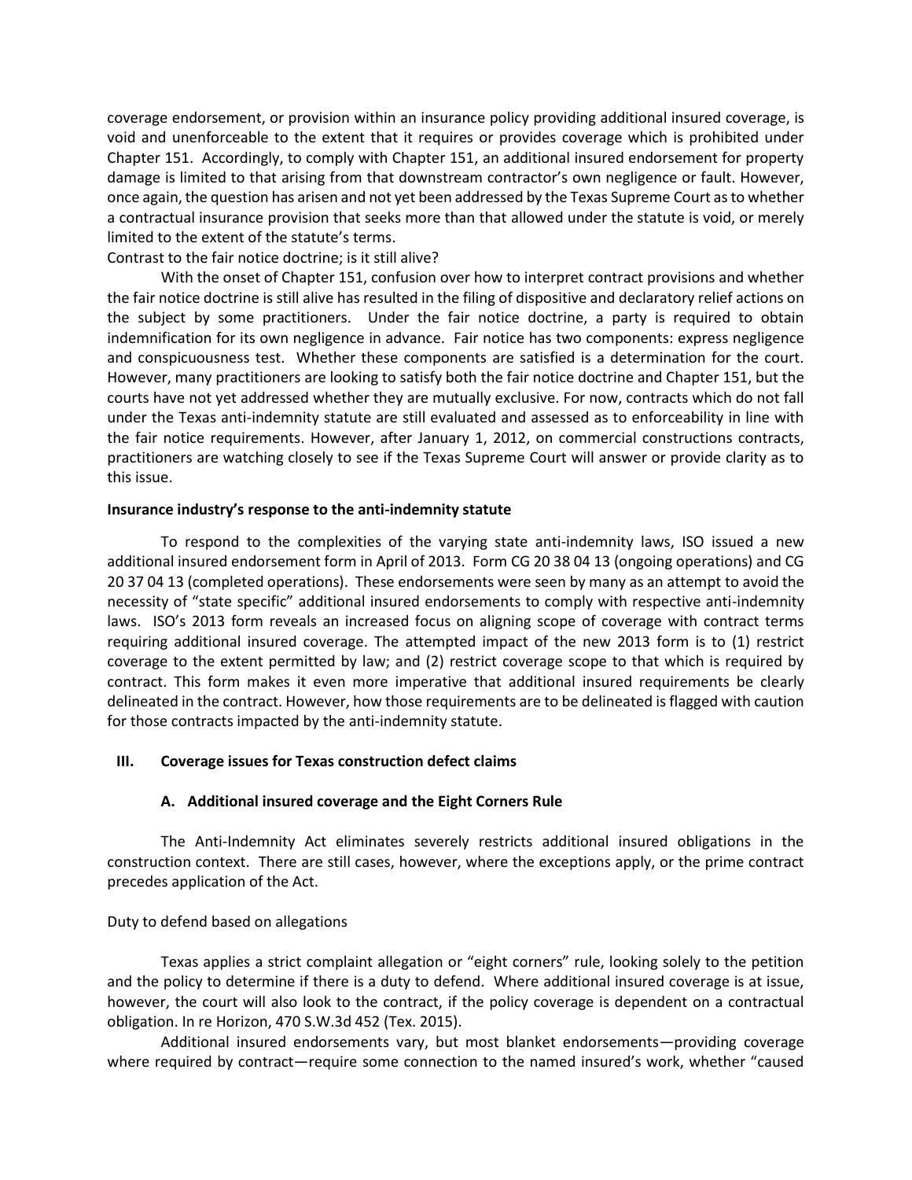coverage endorsement, or provision within an insurance policy providing additional insured coverage, is void and unenforceable to the extent that it requires or provides coverage which is prohibited under Chapter 151. Accordingly, to comply with Chapter 151, an additional insured endorsement for property damage is limited to that arising from that downstream contractor's own negligence or fault. However, once again, the question has arisen and not yet been addressed by the Texas Supreme Court as to whether a contractual insurance provision that seeks more than that allowed under the statute is void, or merely limited to the extent of the statute's terms.

Contrast to the fair notice doctrine; is it still alive?

With the onset of Chapter 151, confusion over how to interpret contract provisions and whether the fair notice doctrine is still alive has resulted in the filing of dispositive and declaratory relief actions on the subject by some practitioners. Under the fair notice doctrine, a party is required to obtain indemnification for its own negligence in advance. Fair notice has two components: express negligence and conspicuousness test. Whether these components are satisfied is a determination for the court. However, many practitioners are looking to satisfy both the fair notice doctrine and Chapter 151, but the courts have not yet addressed whether they are mutually exclusive. For now, contracts which do not fall under the Texas anti-indemnity statute are still evaluated and assessed as to enforceability in line with the fair notice requirements. However, after January 1, 2012, on commercial constructions contracts, practitioners are watching closely to see if the Texas Supreme Court will answer or provide clarity as to this issue.

**Insurance industry's response to the anti-indemnity statute**

To respond to the complexities of the varying state anti-indemnity laws, ISO issued a new additional insured endorsement form in April of 2013. Form CG 20 38 04 13 (ongoing operations) and CG 20 37 04 13 (completed operations). These endorsements were seen by many as an attempt to avoid the necessity of "state specific" additional insured endorsements to comply with respective anti-indemnity laws. ISO's 2013 form reveals an increased focus on aligning scope of coverage with contract terms requiring additional insured coverage. The attempted impact of the new 2013 form is to (1) restrict coverage to the extent permitted by law; and (2) restrict coverage scope to that which is required by contract. This form makes it even more imperative that additional insured requirements be clearly delineated in the contract. However, how those requirements are to be delineated is flagged with caution for those contracts impacted by the anti-indemnity statute.

## III. Coverage issues for Texas construction defect claims

### A. Additional insured coverage and the Eight Corners Rule

The Anti-Indemnity Act eliminates severely restricts additional insured obligations in the construction context. There are still cases, however, where the exceptions apply, or the prime contract precedes application of the Act.

Duty to defend based on allegations

Texas applies a strict complaint allegation or "eight corners" rule, looking solely to the petition and the policy to determine if there is a duty to defend. Where additional insured coverage is at issue, however, the court will also look to the contract, if the policy coverage is dependent on a contractual obligation. In re Horizon, 470 S.W.3d 452 (Tex. 2015).

Additional insured endorsements vary, but most blanket endorsements—providing coverage where required by contract—require some connection to the named insured's work, whether "caused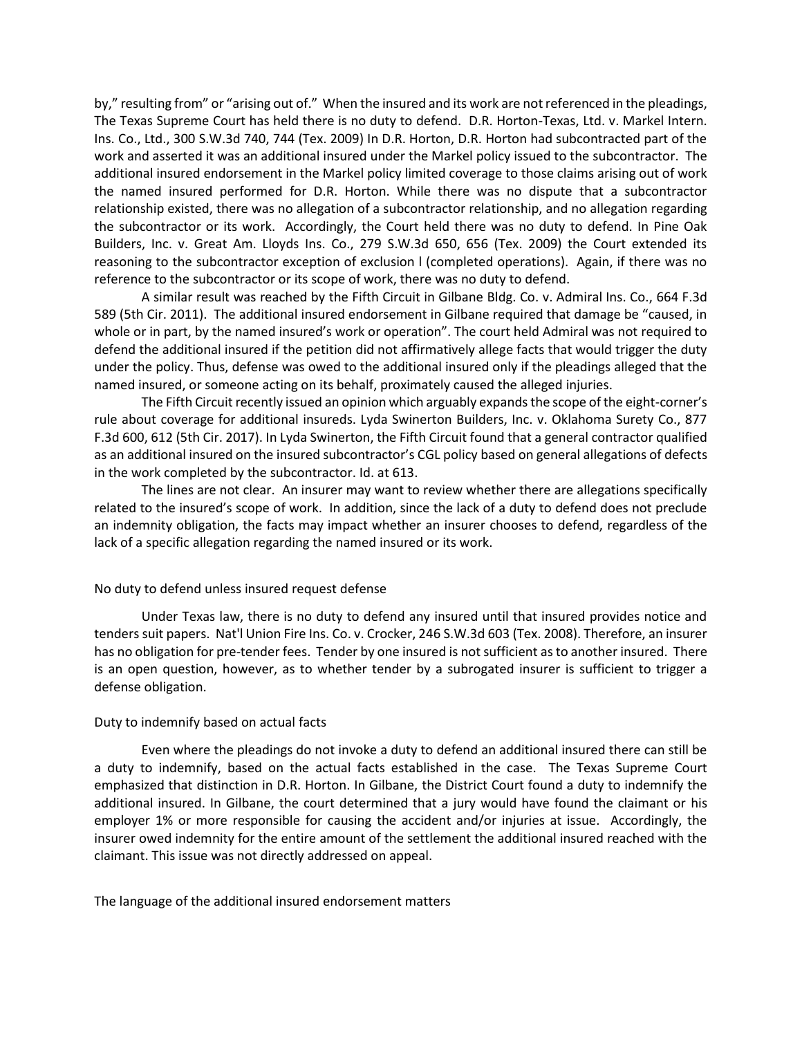by," resulting from" or "arising out of." When the insured and its work are not referenced in the pleadings, The Texas Supreme Court has held there is no duty to defend. D.R. Horton-Texas, Ltd. v. Markel Intern. Ins. Co., Ltd., 300 S.W.3d 740, 744 (Tex. 2009) In D.R. Horton, D.R. Horton had subcontracted part of the work and asserted it was an additional insured under the Markel policy issued to the subcontractor. The additional insured endorsement in the Markel policy limited coverage to those claims arising out of work the named insured performed for D.R. Horton. While there was no dispute that a subcontractor relationship existed, there was no allegation of a subcontractor relationship, and no allegation regarding the subcontractor or its work. Accordingly, the Court held there was no duty to defend. In Pine Oak Builders, Inc. v. Great Am. Lloyds Ins. Co., 279 S.W.3d 650, 656 (Tex. 2009) the Court extended its reasoning to the subcontractor exception of exclusion l (completed operations). Again, if there was no reference to the subcontractor or its scope of work, there was no duty to defend.

A similar result was reached by the Fifth Circuit in Gilbane Bldg. Co. v. Admiral Ins. Co., 664 F.3d 589 (5th Cir. 2011). The additional insured endorsement in Gilbane required that damage be "caused, in whole or in part, by the named insured's work or operation". The court held Admiral was not required to defend the additional insured if the petition did not affirmatively allege facts that would trigger the duty under the policy. Thus, defense was owed to the additional insured only if the pleadings alleged that the named insured, or someone acting on its behalf, proximately caused the alleged injuries.

The Fifth Circuit recently issued an opinion which arguably expands the scope of the eight-corner's rule about coverage for additional insureds. Lyda Swinerton Builders, Inc. v. Oklahoma Surety Co., 877 F.3d 600, 612 (5th Cir. 2017). In Lyda Swinerton, the Fifth Circuit found that a general contractor qualified as an additional insured on the insured subcontractor's CGL policy based on general allegations of defects in the work completed by the subcontractor. Id. at 613.

The lines are not clear. An insurer may want to review whether there are allegations specifically related to the insured's scope of work. In addition, since the lack of a duty to defend does not preclude an indemnity obligation, the facts may impact whether an insurer chooses to defend, regardless of the lack of a specific allegation regarding the named insured or its work.

## No duty to defend unless insured request defense

Under Texas law, there is no duty to defend any insured until that insured provides notice and tenders suit papers. Nat'l Union Fire Ins. Co. v. Crocker, 246 S.W.3d 603 (Tex. 2008). Therefore, an insurer has no obligation for pre-tender fees. Tender by one insured is not sufficient as to another insured. There is an open question, however, as to whether tender by a subrogated insurer is sufficient to trigger a defense obligation.

## Duty to indemnify based on actual facts

Even where the pleadings do not invoke a duty to defend an additional insured there can still be a duty to indemnify, based on the actual facts established in the case. The Texas Supreme Court emphasized that distinction in D.R. Horton. In Gilbane, the District Court found a duty to indemnify the additional insured. In Gilbane, the court determined that a jury would have found the claimant or his employer 1% or more responsible for causing the accident and/or injuries at issue. Accordingly, the insurer owed indemnity for the entire amount of the settlement the additional insured reached with the claimant. This issue was not directly addressed on appeal.

## The language of the additional insured endorsement matters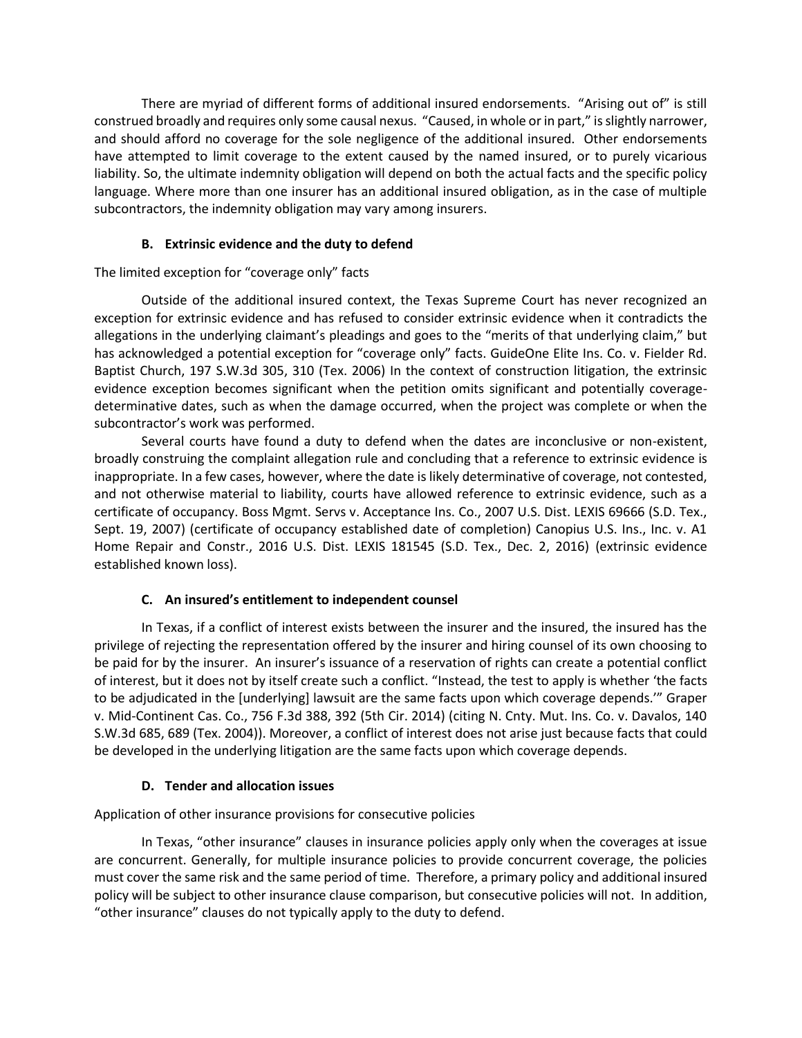There are myriad of different forms of additional insured endorsements. "Arising out of" is still construed broadly and requires only some causal nexus. "Caused, in whole or in part," is slightly narrower, and should afford no coverage for the sole negligence of the additional insured. Other endorsements have attempted to limit coverage to the extent caused by the named insured, or to purely vicarious liability. So, the ultimate indemnity obligation will depend on both the actual facts and the specific policy language. Where more than one insurer has an additional insured obligation, as in the case of multiple subcontractors, the indemnity obligation may vary among insurers.

### B. Extrinsic evidence and the duty to defend

The limited exception for "coverage only" facts

Outside of the additional insured context, the Texas Supreme Court has never recognized an exception for extrinsic evidence and has refused to consider extrinsic evidence when it contradicts the allegations in the underlying claimant's pleadings and goes to the "merits of that underlying claim," but has acknowledged a potential exception for "coverage only" facts. GuideOne Elite Ins. Co. v. Fielder Rd. Baptist Church, 197 S.W.3d 305, 310 (Tex. 2006) In the context of construction litigation, the extrinsic evidence exception becomes significant when the petition omits significant and potentially coverage-determinative dates, such as when the damage occurred, when the project was complete or when the subcontractor's work was performed.

Several courts have found a duty to defend when the dates are inconclusive or non-existent, broadly construing the complaint allegation rule and concluding that a reference to extrinsic evidence is inappropriate. In a few cases, however, where the date is likely determinative of coverage, not contested, and not otherwise material to liability, courts have allowed reference to extrinsic evidence, such as a certificate of occupancy. Boss Mgmt. Servs v. Acceptance Ins. Co., 2007 U.S. Dist. LEXIS 69666 (S.D. Tex., Sept. 19, 2007) (certificate of occupancy established date of completion) Canopius U.S. Ins., Inc. v. A1 Home Repair and Constr., 2016 U.S. Dist. LEXIS 181545 (S.D. Tex., Dec. 2, 2016) (extrinsic evidence established known loss).

### C. An insured's entitlement to independent counsel

In Texas, if a conflict of interest exists between the insurer and the insured, the insured has the privilege of rejecting the representation offered by the insurer and hiring counsel of its own choosing to be paid for by the insurer. An insurer's issuance of a reservation of rights can create a potential conflict of interest, but it does not by itself create such a conflict. "Instead, the test to apply is whether 'the facts to be adjudicated in the [underlying] lawsuit are the same facts upon which coverage depends.'" Graper v. Mid-Continent Cas. Co., 756 F.3d 388, 392 (5th Cir. 2014) (citing N. Cnty. Mut. Ins. Co. v. Davalos, 140 S.W.3d 685, 689 (Tex. 2004)). Moreover, a conflict of interest does not arise just because facts that could be developed in the underlying litigation are the same facts upon which coverage depends.

### D. Tender and allocation issues

Application of other insurance provisions for consecutive policies

In Texas, "other insurance" clauses in insurance policies apply only when the coverages at issue are concurrent. Generally, for multiple insurance policies to provide concurrent coverage, the policies must cover the same risk and the same period of time. Therefore, a primary policy and additional insured policy will be subject to other insurance clause comparison, but consecutive policies will not. In addition, "other insurance" clauses do not typically apply to the duty to defend.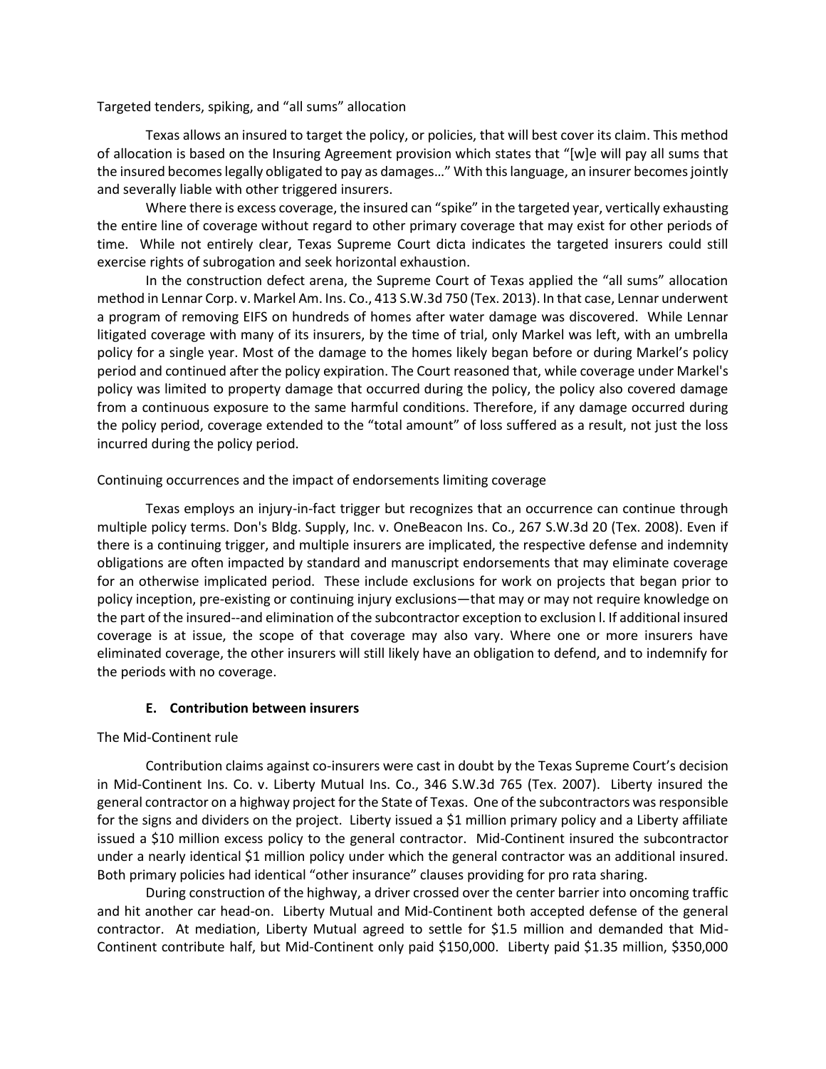Targeted tenders, spiking, and "all sums" allocation

Texas allows an insured to target the policy, or policies, that will best cover its claim. This method of allocation is based on the Insuring Agreement provision which states that "[w]e will pay all sums that the insured becomes legally obligated to pay as damages…" With this language, an insurer becomes jointly and severally liable with other triggered insurers.

Where there is excess coverage, the insured can "spike" in the targeted year, vertically exhausting the entire line of coverage without regard to other primary coverage that may exist for other periods of time. While not entirely clear, Texas Supreme Court dicta indicates the targeted insurers could still exercise rights of subrogation and seek horizontal exhaustion.

In the construction defect arena, the Supreme Court of Texas applied the "all sums" allocation method in Lennar Corp. v. Markel Am. Ins. Co., 413 S.W.3d 750 (Tex. 2013). In that case, Lennar underwent a program of removing EIFS on hundreds of homes after water damage was discovered. While Lennar litigated coverage with many of its insurers, by the time of trial, only Markel was left, with an umbrella policy for a single year. Most of the damage to the homes likely began before or during Markel's policy period and continued after the policy expiration. The Court reasoned that, while coverage under Markel's policy was limited to property damage that occurred during the policy, the policy also covered damage from a continuous exposure to the same harmful conditions. Therefore, if any damage occurred during the policy period, coverage extended to the "total amount" of loss suffered as a result, not just the loss incurred during the policy period.

Continuing occurrences and the impact of endorsements limiting coverage

Texas employs an injury-in-fact trigger but recognizes that an occurrence can continue through multiple policy terms. Don's Bldg. Supply, Inc. v. OneBeacon Ins. Co., 267 S.W.3d 20 (Tex. 2008). Even if there is a continuing trigger, and multiple insurers are implicated, the respective defense and indemnity obligations are often impacted by standard and manuscript endorsements that may eliminate coverage for an otherwise implicated period. These include exclusions for work on projects that began prior to policy inception, pre-existing or continuing injury exclusions—that may or may not require knowledge on the part of the insured--and elimination of the subcontractor exception to exclusion l. If additional insured coverage is at issue, the scope of that coverage may also vary. Where one or more insurers have eliminated coverage, the other insurers will still likely have an obligation to defend, and to indemnify for the periods with no coverage.

### E. Contribution between insurers

The Mid-Continent rule

Contribution claims against co-insurers were cast in doubt by the Texas Supreme Court's decision in Mid-Continent Ins. Co. v. Liberty Mutual Ins. Co., 346 S.W.3d 765 (Tex. 2007). Liberty insured the general contractor on a highway project for the State of Texas. One of the subcontractors was responsible for the signs and dividers on the project. Liberty issued a $1 million primary policy and a Liberty affiliate issued a $10 million excess policy to the general contractor. Mid-Continent insured the subcontractor under a nearly identical $1 million policy under which the general contractor was an additional insured. Both primary policies had identical "other insurance" clauses providing for pro rata sharing.

During construction of the highway, a driver crossed over the center barrier into oncoming traffic and hit another car head-on. Liberty Mutual and Mid-Continent both accepted defense of the general contractor. At mediation, Liberty Mutual agreed to settle for $1.5 million and demanded that Mid-Continent contribute half, but Mid-Continent only paid $150,000. Liberty paid $1.35 million, $350,000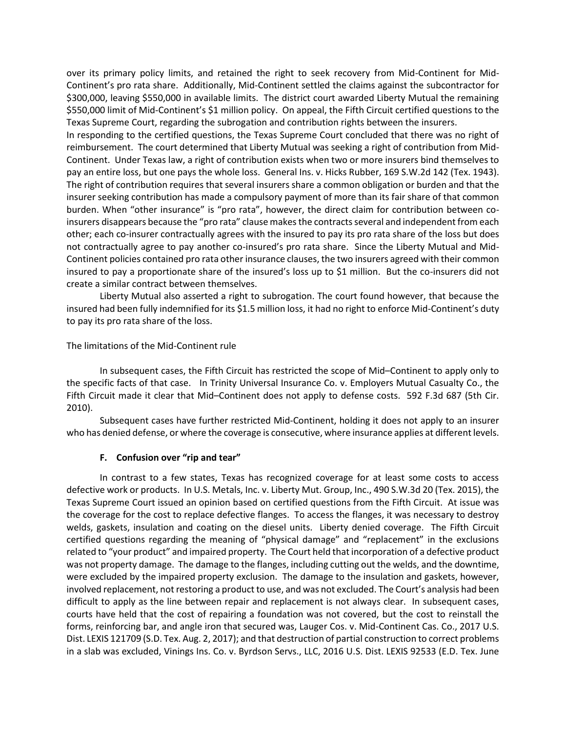over its primary policy limits, and retained the right to seek recovery from Mid-Continent for Mid-Continent's pro rata share. Additionally, Mid-Continent settled the claims against the subcontractor for $300,000, leaving $550,000 in available limits. The district court awarded Liberty Mutual the remaining $550,000 limit of Mid-Continent's $1 million policy. On appeal, the Fifth Circuit certified questions to the Texas Supreme Court, regarding the subrogation and contribution rights between the insurers.

In responding to the certified questions, the Texas Supreme Court concluded that there was no right of reimbursement. The court determined that Liberty Mutual was seeking a right of contribution from Mid-Continent. Under Texas law, a right of contribution exists when two or more insurers bind themselves to pay an entire loss, but one pays the whole loss. General Ins. v. Hicks Rubber, 169 S.W.2d 142 (Tex. 1943). The right of contribution requires that several insurers share a common obligation or burden and that the insurer seeking contribution has made a compulsory payment of more than its fair share of that common burden. When "other insurance" is "pro rata", however, the direct claim for contribution between co-insurers disappears because the "pro rata" clause makes the contracts several and independent from each other; each co-insurer contractually agrees with the insured to pay its pro rata share of the loss but does not contractually agree to pay another co-insured's pro rata share. Since the Liberty Mutual and Mid-Continent policies contained pro rata other insurance clauses, the two insurers agreed with their common insured to pay a proportionate share of the insured's loss up to $1 million. But the co-insurers did not create a similar contract between themselves.

Liberty Mutual also asserted a right to subrogation. The court found however, that because the insured had been fully indemnified for its $1.5 million loss, it had no right to enforce Mid-Continent's duty to pay its pro rata share of the loss.

The limitations of the Mid-Continent rule

In subsequent cases, the Fifth Circuit has restricted the scope of Mid–Continent to apply only to the specific facts of that case. In Trinity Universal Insurance Co. v. Employers Mutual Casualty Co., the Fifth Circuit made it clear that Mid–Continent does not apply to defense costs. 592 F.3d 687 (5th Cir. 2010).

Subsequent cases have further restricted Mid-Continent, holding it does not apply to an insurer who has denied defense, or where the coverage is consecutive, where insurance applies at different levels.

### F. Confusion over "rip and tear"

In contrast to a few states, Texas has recognized coverage for at least some costs to access defective work or products. In U.S. Metals, Inc. v. Liberty Mut. Group, Inc., 490 S.W.3d 20 (Tex. 2015), the Texas Supreme Court issued an opinion based on certified questions from the Fifth Circuit. At issue was the coverage for the cost to replace defective flanges. To access the flanges, it was necessary to destroy welds, gaskets, insulation and coating on the diesel units. Liberty denied coverage. The Fifth Circuit certified questions regarding the meaning of "physical damage" and "replacement" in the exclusions related to "your product" and impaired property. The Court held that incorporation of a defective product was not property damage. The damage to the flanges, including cutting out the welds, and the downtime, were excluded by the impaired property exclusion. The damage to the insulation and gaskets, however, involved replacement, not restoring a product to use, and was not excluded. The Court's analysis had been difficult to apply as the line between repair and replacement is not always clear. In subsequent cases, courts have held that the cost of repairing a foundation was not covered, but the cost to reinstall the forms, reinforcing bar, and angle iron that secured was, Lauger Cos. v. Mid-Continent Cas. Co., 2017 U.S. Dist. LEXIS 121709 (S.D. Tex. Aug. 2, 2017); and that destruction of partial construction to correct problems in a slab was excluded, Vinings Ins. Co. v. Byrdson Servs., LLC, 2016 U.S. Dist. LEXIS 92533 (E.D. Tex. June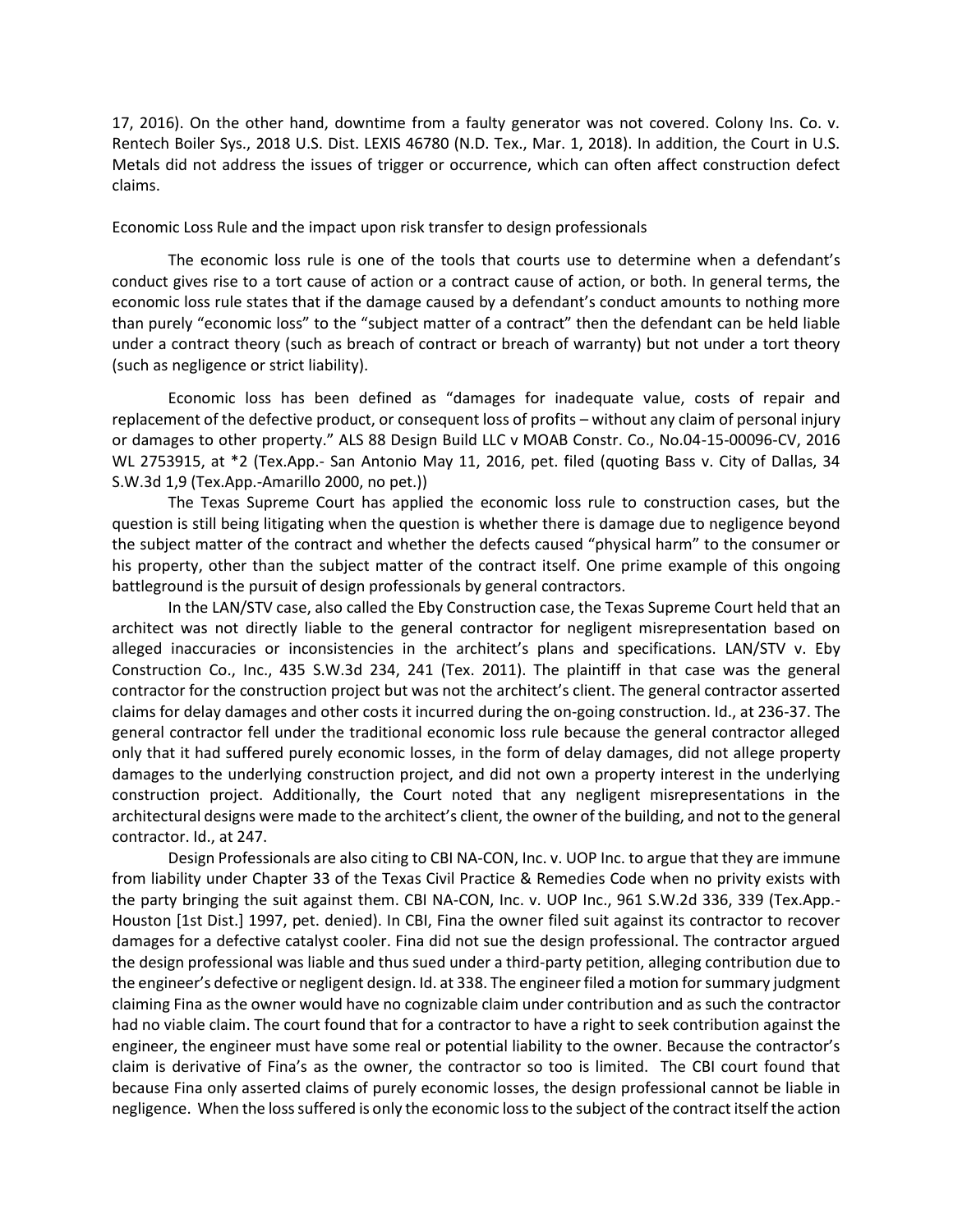17, 2016). On the other hand, downtime from a faulty generator was not covered. Colony Ins. Co. v. Rentech Boiler Sys., 2018 U.S. Dist. LEXIS 46780 (N.D. Tex., Mar. 1, 2018). In addition, the Court in U.S. Metals did not address the issues of trigger or occurrence, which can often affect construction defect claims.

Economic Loss Rule and the impact upon risk transfer to design professionals

The economic loss rule is one of the tools that courts use to determine when a defendant's conduct gives rise to a tort cause of action or a contract cause of action, or both. In general terms, the economic loss rule states that if the damage caused by a defendant's conduct amounts to nothing more than purely "economic loss" to the "subject matter of a contract" then the defendant can be held liable under a contract theory (such as breach of contract or breach of warranty) but not under a tort theory (such as negligence or strict liability).

Economic loss has been defined as "damages for inadequate value, costs of repair and replacement of the defective product, or consequent loss of profits – without any claim of personal injury or damages to other property." ALS 88 Design Build LLC v MOAB Constr. Co., No.04-15-00096-CV, 2016 WL 2753915, at *2 (Tex.App.- San Antonio May 11, 2016, pet. filed (quoting Bass v. City of Dallas, 34 S.W.3d 1,9 (Tex.App.-Amarillo 2000, no pet.))

The Texas Supreme Court has applied the economic loss rule to construction cases, but the question is still being litigating when the question is whether there is damage due to negligence beyond the subject matter of the contract and whether the defects caused "physical harm" to the consumer or his property, other than the subject matter of the contract itself. One prime example of this ongoing battleground is the pursuit of design professionals by general contractors.

In the LAN/STV case, also called the Eby Construction case, the Texas Supreme Court held that an architect was not directly liable to the general contractor for negligent misrepresentation based on alleged inaccuracies or inconsistencies in the architect's plans and specifications. LAN/STV v. Eby Construction Co., Inc., 435 S.W.3d 234, 241 (Tex. 2011). The plaintiff in that case was the general contractor for the construction project but was not the architect's client. The general contractor asserted claims for delay damages and other costs it incurred during the on-going construction. Id., at 236-37. The general contractor fell under the traditional economic loss rule because the general contractor alleged only that it had suffered purely economic losses, in the form of delay damages, did not allege property damages to the underlying construction project, and did not own a property interest in the underlying construction project. Additionally, the Court noted that any negligent misrepresentations in the architectural designs were made to the architect's client, the owner of the building, and not to the general contractor. Id., at 247.

Design Professionals are also citing to CBI NA-CON, Inc. v. UOP Inc. to argue that they are immune from liability under Chapter 33 of the Texas Civil Practice & Remedies Code when no privity exists with the party bringing the suit against them. CBI NA-CON, Inc. v. UOP Inc., 961 S.W.2d 336, 339 (Tex.App.-Houston [1st Dist.] 1997, pet. denied). In CBI, Fina the owner filed suit against its contractor to recover damages for a defective catalyst cooler. Fina did not sue the design professional. The contractor argued the design professional was liable and thus sued under a third-party petition, alleging contribution due to the engineer's defective or negligent design. Id. at 338. The engineer filed a motion for summary judgment claiming Fina as the owner would have no cognizable claim under contribution and as such the contractor had no viable claim. The court found that for a contractor to have a right to seek contribution against the engineer, the engineer must have some real or potential liability to the owner. Because the contractor's claim is derivative of Fina's as the owner, the contractor so too is limited. The CBI court found that because Fina only asserted claims of purely economic losses, the design professional cannot be liable in negligence. When the loss suffered is only the economic loss to the subject of the contract itself the action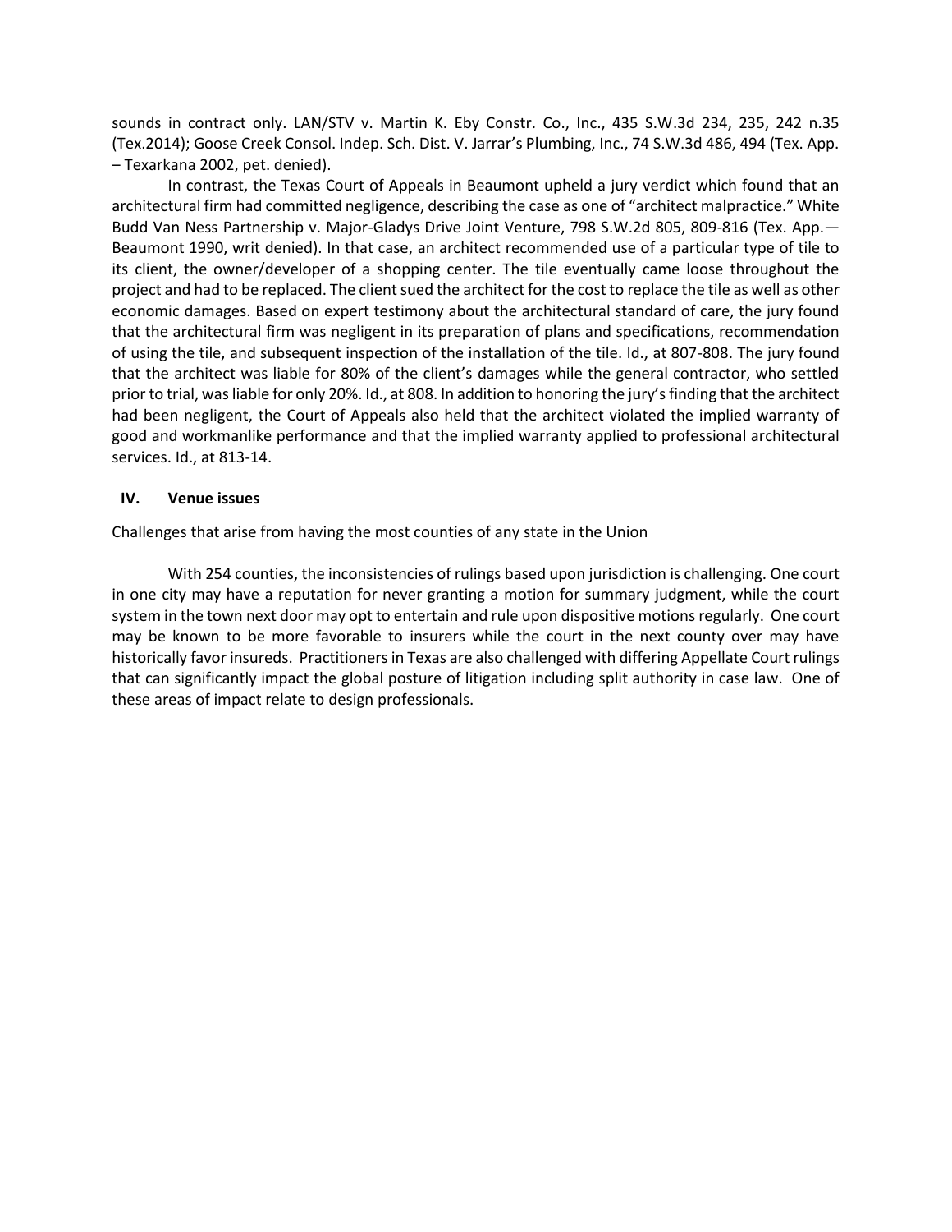sounds in contract only. LAN/STV v. Martin K. Eby Constr. Co., Inc., 435 S.W.3d 234, 235, 242 n.35 (Tex.2014); Goose Creek Consol. Indep. Sch. Dist. V. Jarrar's Plumbing, Inc., 74 S.W.3d 486, 494 (Tex. App. – Texarkana 2002, pet. denied).

In contrast, the Texas Court of Appeals in Beaumont upheld a jury verdict which found that an architectural firm had committed negligence, describing the case as one of "architect malpractice." White Budd Van Ness Partnership v. Major-Gladys Drive Joint Venture, 798 S.W.2d 805, 809-816 (Tex. App.—Beaumont 1990, writ denied). In that case, an architect recommended use of a particular type of tile to its client, the owner/developer of a shopping center. The tile eventually came loose throughout the project and had to be replaced. The client sued the architect for the cost to replace the tile as well as other economic damages. Based on expert testimony about the architectural standard of care, the jury found that the architectural firm was negligent in its preparation of plans and specifications, recommendation of using the tile, and subsequent inspection of the installation of the tile. Id., at 807-808. The jury found that the architect was liable for 80% of the client's damages while the general contractor, who settled prior to trial, was liable for only 20%. Id., at 808. In addition to honoring the jury's finding that the architect had been negligent, the Court of Appeals also held that the architect violated the implied warranty of good and workmanlike performance and that the implied warranty applied to professional architectural services. Id., at 813-14.

## IV. Venue issues

Challenges that arise from having the most counties of any state in the Union

With 254 counties, the inconsistencies of rulings based upon jurisdiction is challenging. One court in one city may have a reputation for never granting a motion for summary judgment, while the court system in the town next door may opt to entertain and rule upon dispositive motions regularly. One court may be known to be more favorable to insurers while the court in the next county over may have historically favor insureds. Practitioners in Texas are also challenged with differing Appellate Court rulings that can significantly impact the global posture of litigation including split authority in case law. One of these areas of impact relate to design professionals.